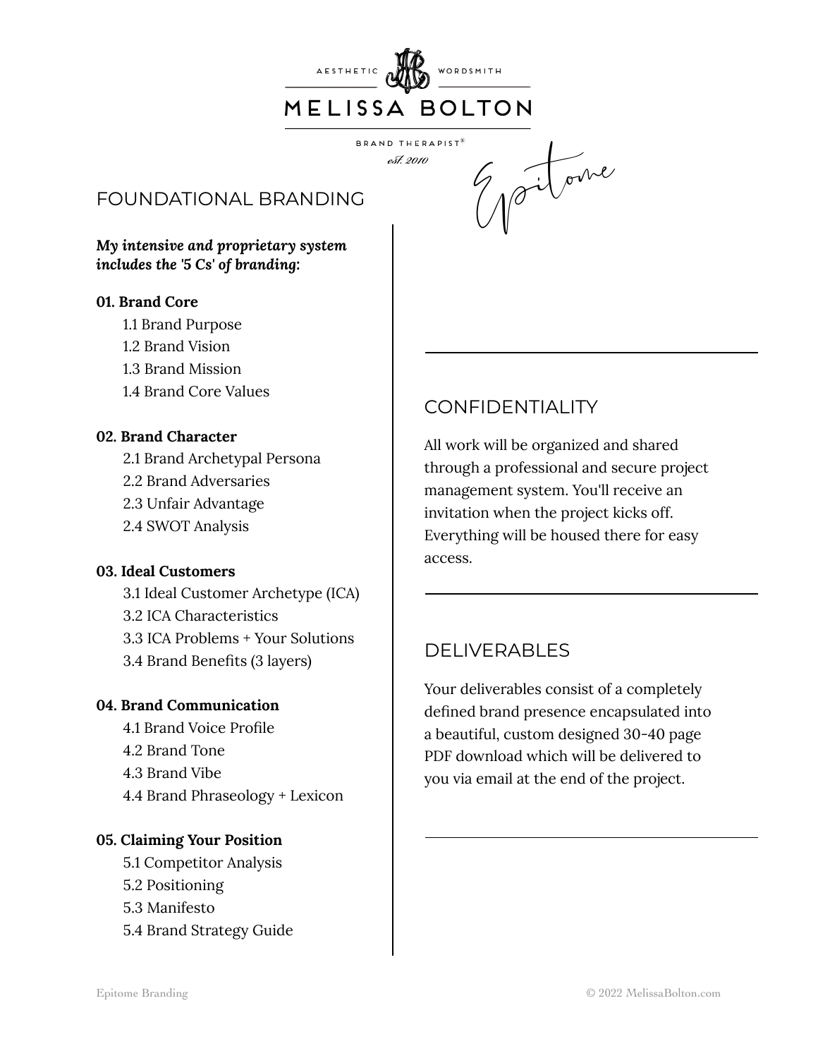AESTHETIC WORDSMITH

# MELISSA BOLTON

BRAND THERAPIST®

est. 2010

Epitome

## FOUNDATIONAL BRANDING

***My intensive and proprietary system includes the '5 Cs' of branding:***

**01. Brand Core**

- 1.1 Brand Purpose
- 1.2 Brand Vision
- 1.3 Brand Mission
- 1.4 Brand Core Values

**02. Brand Character**

- 2.1 Brand Archetypal Persona
- 2.2 Brand Adversaries
- 2.3 Unfair Advantage
- 2.4 SWOT Analysis

**03. Ideal Customers**

- 3.1 Ideal Customer Archetype (ICA)
- 3.2 ICA Characteristics
- 3.3 ICA Problems + Your Solutions
- 3.4 Brand Benefits (3 layers)

**04. Brand Communication**

- 4.1 Brand Voice Profile
- 4.2 Brand Tone
- 4.3 Brand Vibe
- 4.4 Brand Phraseology + Lexicon

**05. Claiming Your Position**

- 5.1 Competitor Analysis
- 5.2 Positioning
- 5.3 Manifesto
- 5.4 Brand Strategy Guide

## CONFIDENTIALITY

All work will be organized and shared through a professional and secure project management system. You'll receive an invitation when the project kicks off. Everything will be housed there for easy access.

## DELIVERABLES

Your deliverables consist of a completely defined brand presence encapsulated into a beautiful, custom designed 30-40 page PDF download which will be delivered to you via email at the end of the project.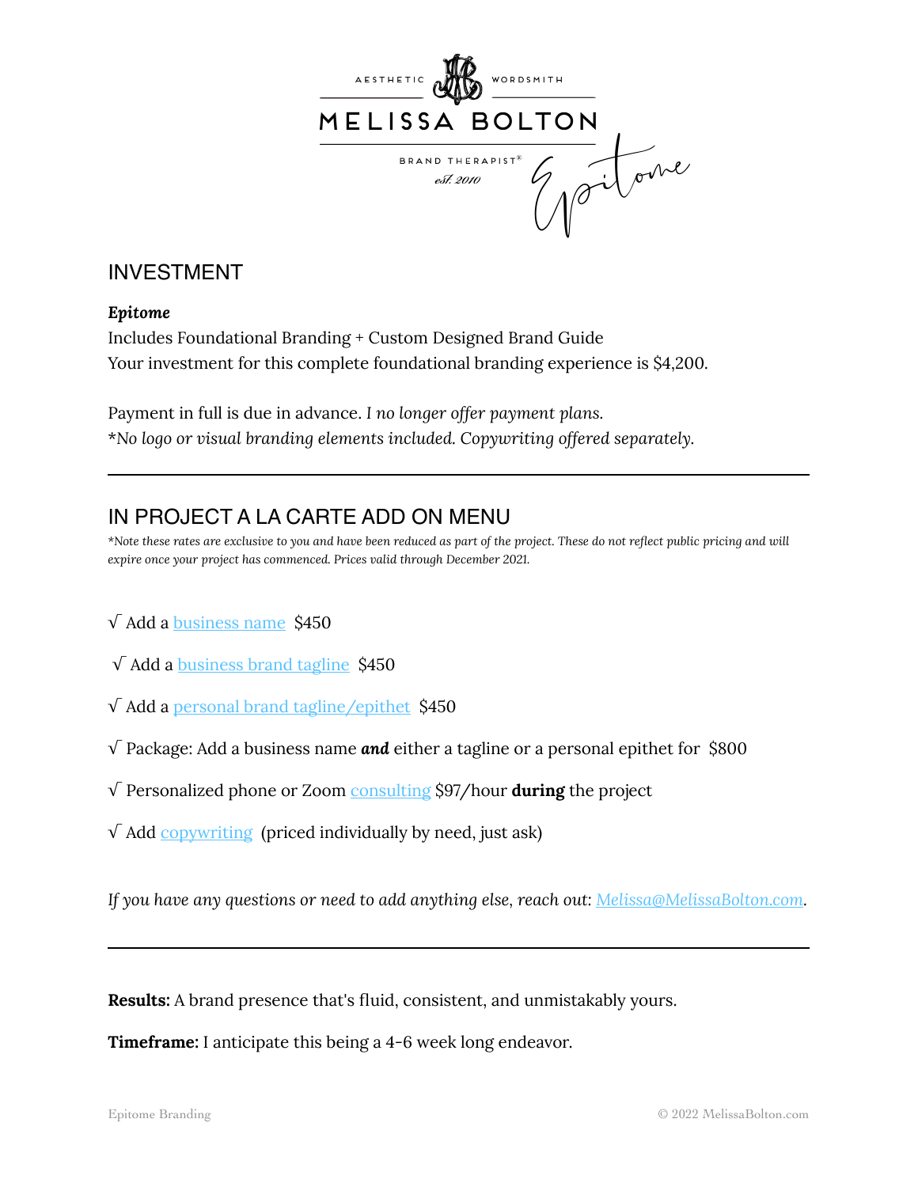AESTHETIC WORDSMITH

MELISSA BOLTON

BRAND THERAPIST®

est. 2010

Epitome

## INVESTMENT

***Epitome***

Includes Foundational Branding + Custom Designed Brand Guide

Your investment for this complete foundational branding experience is $4,200.

Payment in full is due in advance. *I no longer offer payment plans.*

**No logo or visual branding elements included. Copywriting offered separately.*

---

## IN PROJECT A LA CARTE ADD ON MENU

**Note these rates are exclusive to you and have been reduced as part of the project. These do not reflect public pricing and will expire once your project has commenced. Prices valid through December 2021.*

√ Add a business name $450

√ Add a business brand tagline $450

√ Add a personal brand tagline/epithet $450

√ Package: Add a business name ***and*** either a tagline or a personal epithet for $800

√ Personalized phone or Zoom consulting $97/hour **during** the project

√ Add copywriting (priced individually by need, just ask)

*If you have any questions or need to add anything else, reach out: Melissa@MelissaBolton.com.*

---

**Results:** A brand presence that's fluid, consistent, and unmistakably yours.

**Timeframe:** I anticipate this being a 4-6 week long endeavor.